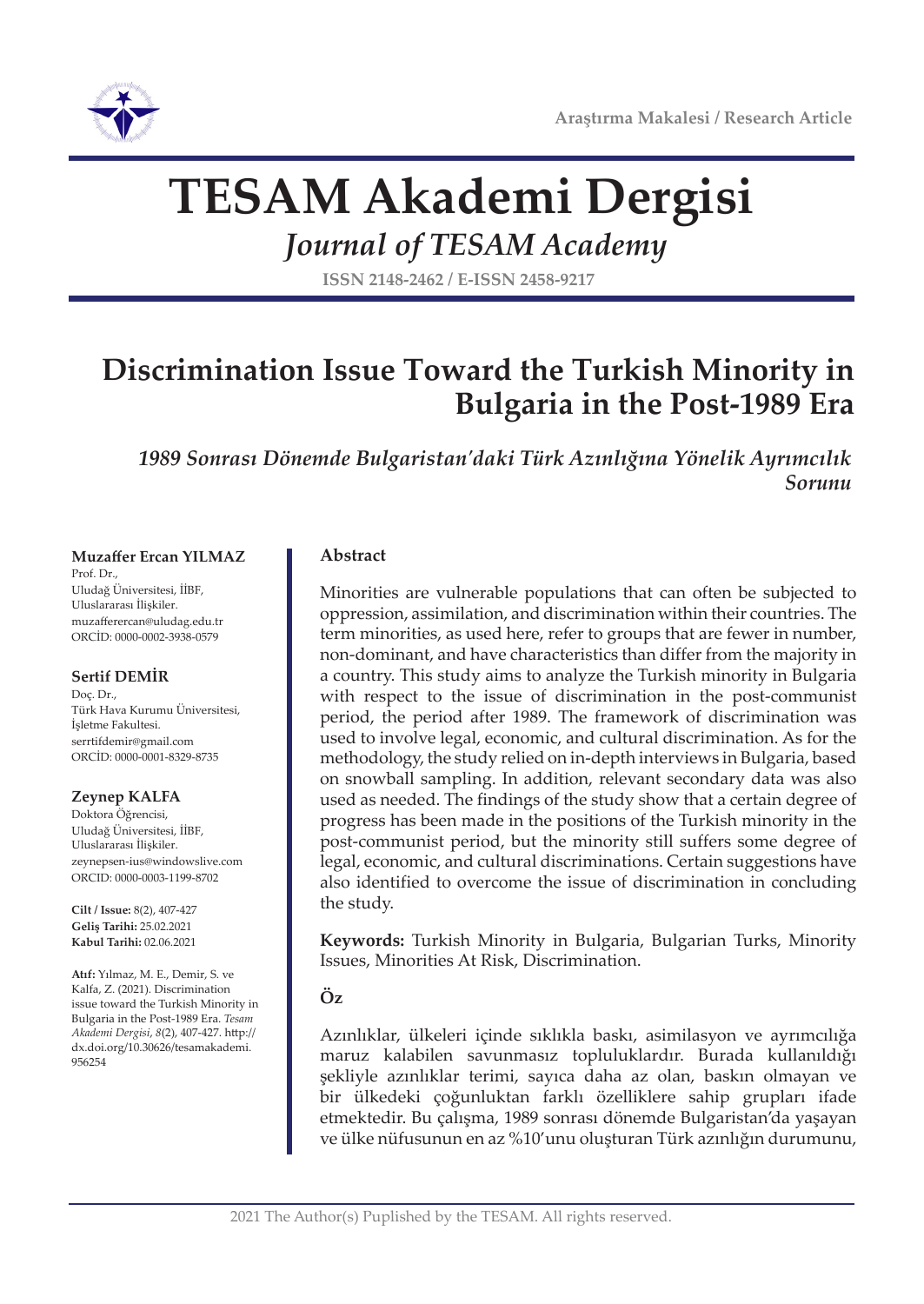Araştırma Makalesi / Research Article

# TESAM Akademi Dergisi

*Journal of TESAM Academy*

ISSN 2148-2462 / E-ISSN 2458-9217

# Discrimination Issue Toward the Turkish Minority in Bulgaria in the Post-1989 Era

*1989 Sonrası Dönemde Bulgaristan'daki Türk Azınlığına Yönelik Ayrımcılık Sorunu*

**Muzaffer Ercan YILMAZ**
Prof. Dr.,
Uludağ Üniversitesi, İİBF,
Uluslararası İlişkiler.
muzaffercan@uludag.edu.tr
ORCİD: 0000-0002-3938-0579

**Sertif DEMİR**
Doç. Dr.,
Türk Hava Kurumu Üniversitesi,
İşletme Fakultesi.
serrtifdemir@gmail.com
ORCİD: 0000-0001-8329-8735

**Zeynep KALFA**
Doktora Öğrencisi,
Uludağ Üniversitesi, İİBF,
Uluslararası İlişkiler.
zeynepsen-ius@windowslive.com
ORCID: 0000-0003-1199-8702

**Cilt / Issue:** 8(2), 407-427
**Geliş Tarihi:** 25.02.2021
**Kabul Tarihi:** 02.06.2021

**Atıf:** Yılmaz, M. E., Demir, S. ve Kalfa, Z. (2021). Discrimination issue toward the Turkish Minority in Bulgaria in the Post-1989 Era. *Tesam Akademi Dergisi*, *8*(2), 407-427. http://dx.doi.org/10.30626/tesamakademi.956254

## Abstract

Minorities are vulnerable populations that can often be subjected to oppression, assimilation, and discrimination within their countries. The term minorities, as used here, refer to groups that are fewer in number, non-dominant, and have characteristics than differ from the majority in a country. This study aims to analyze the Turkish minority in Bulgaria with respect to the issue of discrimination in the post-communist period, the period after 1989. The framework of discrimination was used to involve legal, economic, and cultural discrimination. As for the methodology, the study relied on in-depth interviews in Bulgaria, based on snowball sampling. In addition, relevant secondary data was also used as needed. The findings of the study show that a certain degree of progress has been made in the positions of the Turkish minority in the post-communist period, but the minority still suffers some degree of legal, economic, and cultural discriminations. Certain suggestions have also identified to overcome the issue of discrimination in concluding the study.

**Keywords:** Turkish Minority in Bulgaria, Bulgarian Turks, Minority Issues, Minorities At Risk, Discrimination.

## Öz

Azınlıklar, ülkeleri içinde sıklıkla baskı, asimilasyon ve ayrımcılığa maruz kalabilen savunmasız topluluklardır. Burada kullanıldığı şekliyle azınlıklar terimi, sayıca daha az olan, baskın olmayan ve bir ülkedeki çoğunluktan farklı özelliklere sahip grupları ifade etmektedir. Bu çalışma, 1989 sonrası dönemde Bulgaristan'da yaşayan ve ülke nüfusunun en az %10'unu oluşturan Türk azınlığın durumunu,

2021 The Author(s) Puplished by the TESAM. All rights reserved.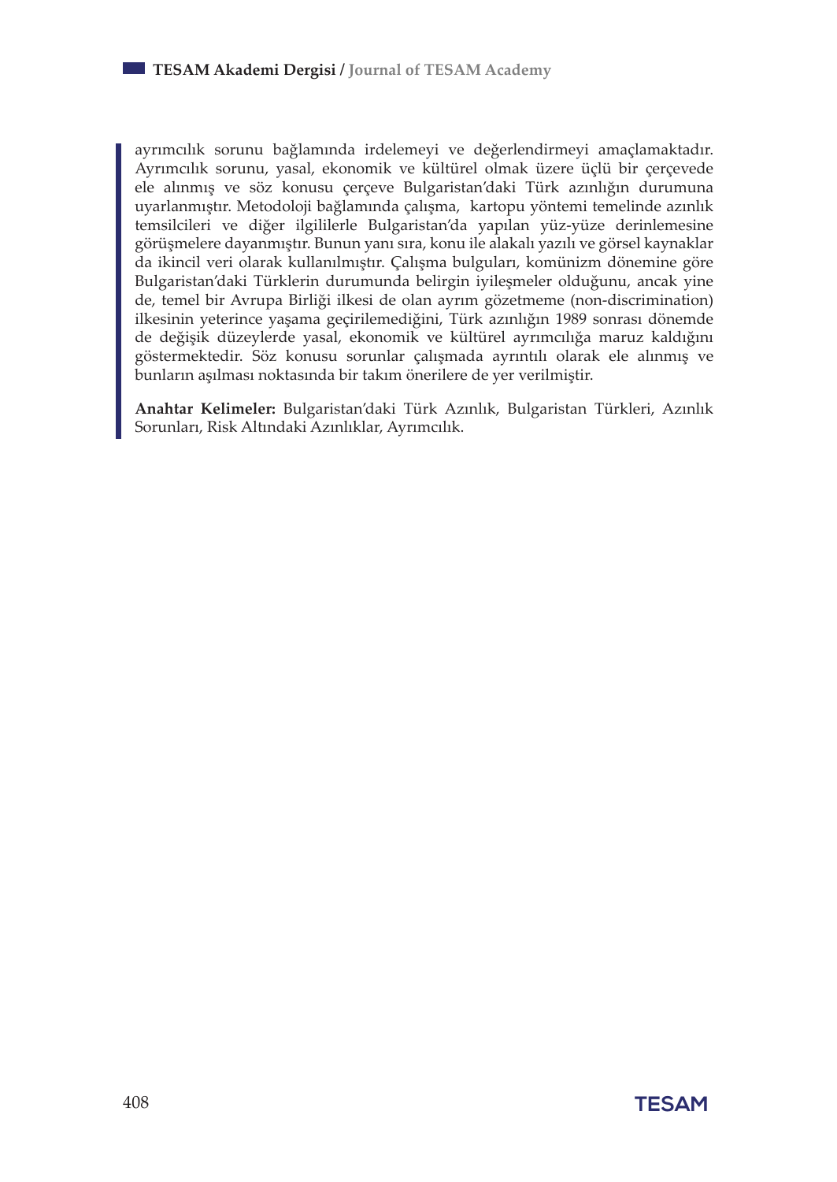ayrımcılık sorunu bağlamında irdelemeyi ve değerlendirmeyi amaçlamaktadır. Ayrımcılık sorunu, yasal, ekonomik ve kültürel olmak üzere üçlü bir çerçevede ele alınmış ve söz konusu çerçeve Bulgaristan'daki Türk azınlığın durumuna uyarlanmıştır. Metodoloji bağlamında çalışma, kartopu yöntemi temelinde azınlık temsilcileri ve diğer ilgililerle Bulgaristan'da yapılan yüz-yüze derinlemesine görüşmelere dayanmıştır. Bunun yanı sıra, konu ile alakalı yazılı ve görsel kaynaklar da ikincil veri olarak kullanılmıştır. Çalışma bulguları, komünizm dönemine göre Bulgaristan'daki Türklerin durumunda belirgin iyileşmeler olduğunu, ancak yine de, temel bir Avrupa Birliği ilkesi de olan ayrım gözetmeme (non-discrimination) ilkesinin yeterince yaşama geçirilemediğini, Türk azınlığın 1989 sonrası dönemde de değişik düzeylerde yasal, ekonomik ve kültürel ayrımcılığa maruz kaldığını göstermektedir. Söz konusu sorunlar çalışmada ayrıntılı olarak ele alınmış ve bunların aşılması noktasında bir takım önerilere de yer verilmiştir.

**Anahtar Kelimeler:** Bulgaristan'daki Türk Azınlık, Bulgaristan Türkleri, Azınlık Sorunları, Risk Altındaki Azınlıklar, Ayrımcılık.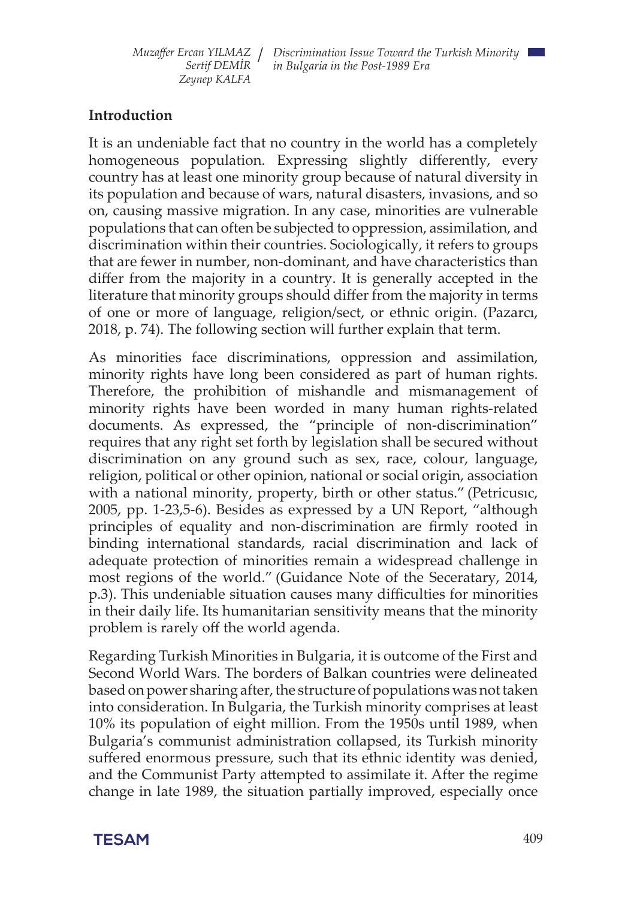## Introduction

It is an undeniable fact that no country in the world has a completely homogeneous population. Expressing slightly differently, every country has at least one minority group because of natural diversity in its population and because of wars, natural disasters, invasions, and so on, causing massive migration. In any case, minorities are vulnerable populations that can often be subjected to oppression, assimilation, and discrimination within their countries. Sociologically, it refers to groups that are fewer in number, non-dominant, and have characteristics than differ from the majority in a country. It is generally accepted in the literature that minority groups should differ from the majority in terms of one or more of language, religion/sect, or ethnic origin. (Pazarcı, 2018, p. 74). The following section will further explain that term.

As minorities face discriminations, oppression and assimilation, minority rights have long been considered as part of human rights. Therefore, the prohibition of mishandle and mismanagement of minority rights have been worded in many human rights-related documents. As expressed, the "principle of non-discrimination" requires that any right set forth by legislation shall be secured without discrimination on any ground such as sex, race, colour, language, religion, political or other opinion, national or social origin, association with a national minority, property, birth or other status." (Petricusıc, 2005, pp. 1-23,5-6). Besides as expressed by a UN Report, "although principles of equality and non-discrimination are firmly rooted in binding international standards, racial discrimination and lack of adequate protection of minorities remain a widespread challenge in most regions of the world." (Guidance Note of the Seceratary, 2014, p.3). This undeniable situation causes many difficulties for minorities in their daily life. Its humanitarian sensitivity means that the minority problem is rarely off the world agenda.

Regarding Turkish Minorities in Bulgaria, it is outcome of the First and Second World Wars. The borders of Balkan countries were delineated based on power sharing after, the structure of populations was not taken into consideration. In Bulgaria, the Turkish minority comprises at least 10% its population of eight million. From the 1950s until 1989, when Bulgaria's communist administration collapsed, its Turkish minority suffered enormous pressure, such that its ethnic identity was denied, and the Communist Party attempted to assimilate it. After the regime change in late 1989, the situation partially improved, especially once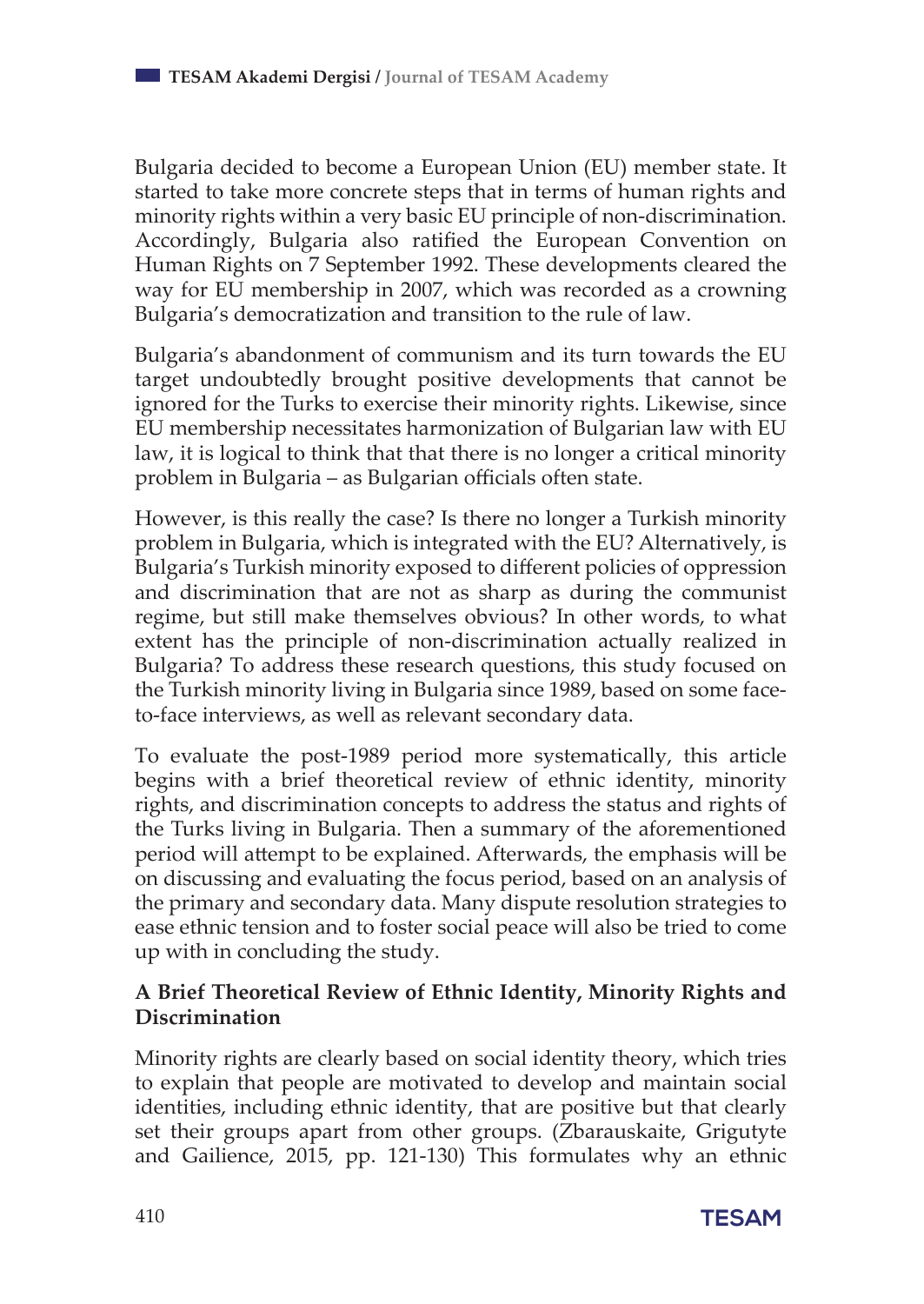Bulgaria decided to become a European Union (EU) member state. It started to take more concrete steps that in terms of human rights and minority rights within a very basic EU principle of non-discrimination. Accordingly, Bulgaria also ratified the European Convention on Human Rights on 7 September 1992. These developments cleared the way for EU membership in 2007, which was recorded as a crowning Bulgaria's democratization and transition to the rule of law.

Bulgaria's abandonment of communism and its turn towards the EU target undoubtedly brought positive developments that cannot be ignored for the Turks to exercise their minority rights. Likewise, since EU membership necessitates harmonization of Bulgarian law with EU law, it is logical to think that that there is no longer a critical minority problem in Bulgaria – as Bulgarian officials often state.

However, is this really the case? Is there no longer a Turkish minority problem in Bulgaria, which is integrated with the EU? Alternatively, is Bulgaria's Turkish minority exposed to different policies of oppression and discrimination that are not as sharp as during the communist regime, but still make themselves obvious? In other words, to what extent has the principle of non-discrimination actually realized in Bulgaria? To address these research questions, this study focused on the Turkish minority living in Bulgaria since 1989, based on some face-to-face interviews, as well as relevant secondary data.

To evaluate the post-1989 period more systematically, this article begins with a brief theoretical review of ethnic identity, minority rights, and discrimination concepts to address the status and rights of the Turks living in Bulgaria. Then a summary of the aforementioned period will attempt to be explained. Afterwards, the emphasis will be on discussing and evaluating the focus period, based on an analysis of the primary and secondary data. Many dispute resolution strategies to ease ethnic tension and to foster social peace will also be tried to come up with in concluding the study.

## A Brief Theoretical Review of Ethnic Identity, Minority Rights and Discrimination

Minority rights are clearly based on social identity theory, which tries to explain that people are motivated to develop and maintain social identities, including ethnic identity, that are positive but that clearly set their groups apart from other groups. (Zbarauskaite, Grigutyte and Gailience, 2015, pp. 121-130) This formulates why an ethnic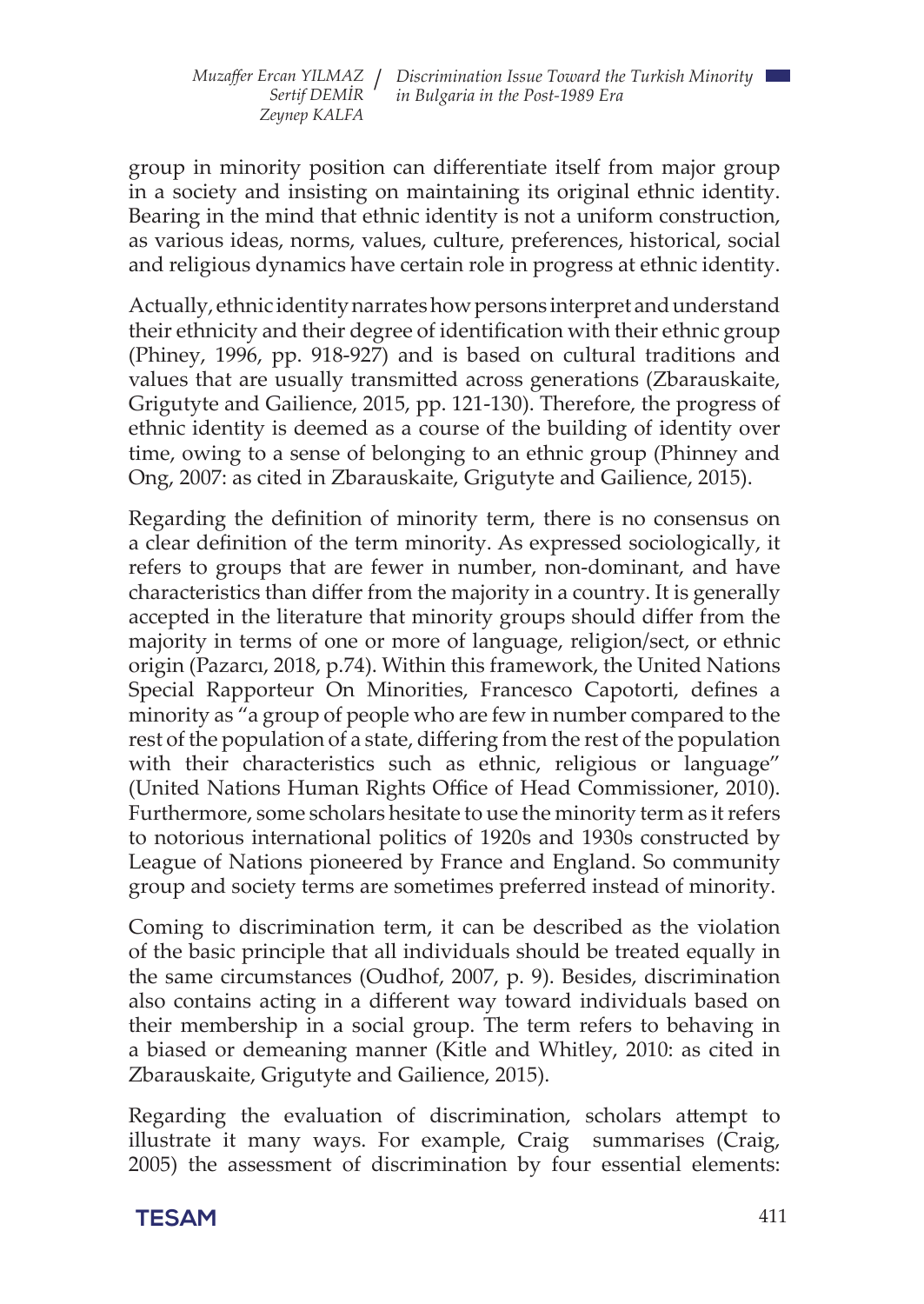group in minority position can differentiate itself from major group in a society and insisting on maintaining its original ethnic identity. Bearing in the mind that ethnic identity is not a uniform construction, as various ideas, norms, values, culture, preferences, historical, social and religious dynamics have certain role in progress at ethnic identity.

Actually, ethnic identity narrates how persons interpret and understand their ethnicity and their degree of identification with their ethnic group (Phiney, 1996, pp. 918-927) and is based on cultural traditions and values that are usually transmitted across generations (Zbarauskaite, Grigutyte and Gailience, 2015, pp. 121-130). Therefore, the progress of ethnic identity is deemed as a course of the building of identity over time, owing to a sense of belonging to an ethnic group (Phinney and Ong, 2007: as cited in Zbarauskaite, Grigutyte and Gailience, 2015).

Regarding the definition of minority term, there is no consensus on a clear definition of the term minority. As expressed sociologically, it refers to groups that are fewer in number, non-dominant, and have characteristics than differ from the majority in a country. It is generally accepted in the literature that minority groups should differ from the majority in terms of one or more of language, religion/sect, or ethnic origin (Pazarcı, 2018, p.74). Within this framework, the United Nations Special Rapporteur On Minorities, Francesco Capotorti, defines a minority as "a group of people who are few in number compared to the rest of the population of a state, differing from the rest of the population with their characteristics such as ethnic, religious or language" (United Nations Human Rights Office of Head Commissioner, 2010). Furthermore, some scholars hesitate to use the minority term as it refers to notorious international politics of 1920s and 1930s constructed by League of Nations pioneered by France and England. So community group and society terms are sometimes preferred instead of minority.

Coming to discrimination term, it can be described as the violation of the basic principle that all individuals should be treated equally in the same circumstances (Oudhof, 2007, p. 9). Besides, discrimination also contains acting in a different way toward individuals based on their membership in a social group. The term refers to behaving in a biased or demeaning manner (Kitle and Whitley, 2010: as cited in Zbarauskaite, Grigutyte and Gailience, 2015).

Regarding the evaluation of discrimination, scholars attempt to illustrate it many ways. For example, Craig summarises (Craig, 2005) the assessment of discrimination by four essential elements: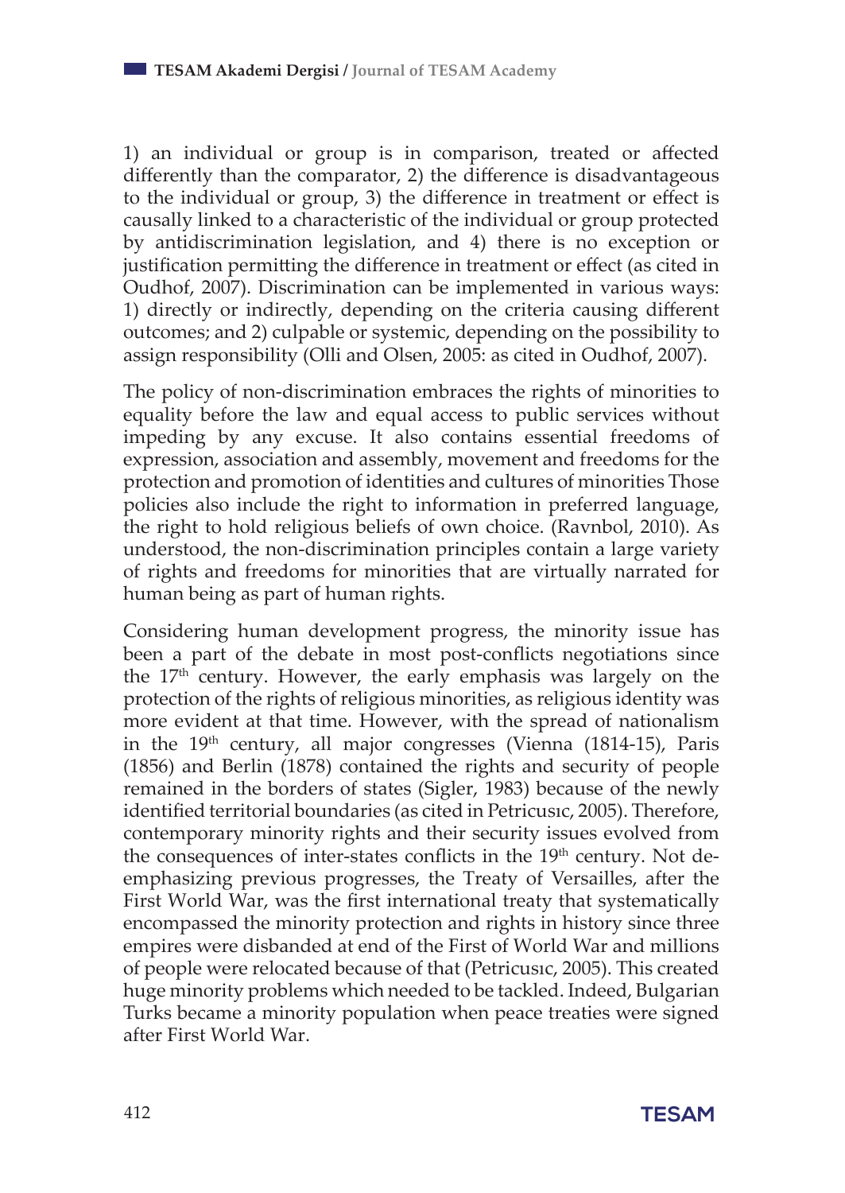1) an individual or group is in comparison, treated or affected differently than the comparator, 2) the difference is disadvantageous to the individual or group, 3) the difference in treatment or effect is causally linked to a characteristic of the individual or group protected by antidiscrimination legislation, and 4) there is no exception or justification permitting the difference in treatment or effect (as cited in Oudhof, 2007). Discrimination can be implemented in various ways: 1) directly or indirectly, depending on the criteria causing different outcomes; and 2) culpable or systemic, depending on the possibility to assign responsibility (Olli and Olsen, 2005: as cited in Oudhof, 2007).

The policy of non-discrimination embraces the rights of minorities to equality before the law and equal access to public services without impeding by any excuse. It also contains essential freedoms of expression, association and assembly, movement and freedoms for the protection and promotion of identities and cultures of minorities Those policies also include the right to information in preferred language, the right to hold religious beliefs of own choice. (Ravnbol, 2010). As understood, the non-discrimination principles contain a large variety of rights and freedoms for minorities that are virtually narrated for human being as part of human rights.

Considering human development progress, the minority issue has been a part of the debate in most post-conflicts negotiations since the 17th century. However, the early emphasis was largely on the protection of the rights of religious minorities, as religious identity was more evident at that time. However, with the spread of nationalism in the 19th century, all major congresses (Vienna (1814-15), Paris (1856) and Berlin (1878) contained the rights and security of people remained in the borders of states (Sigler, 1983) because of the newly identified territorial boundaries (as cited in Petricusıc, 2005). Therefore, contemporary minority rights and their security issues evolved from the consequences of inter-states conflicts in the 19th century. Not de-emphasizing previous progresses, the Treaty of Versailles, after the First World War, was the first international treaty that systematically encompassed the minority protection and rights in history since three empires were disbanded at end of the First of World War and millions of people were relocated because of that (Petricusıc, 2005). This created huge minority problems which needed to be tackled. Indeed, Bulgarian Turks became a minority population when peace treaties were signed after First World War.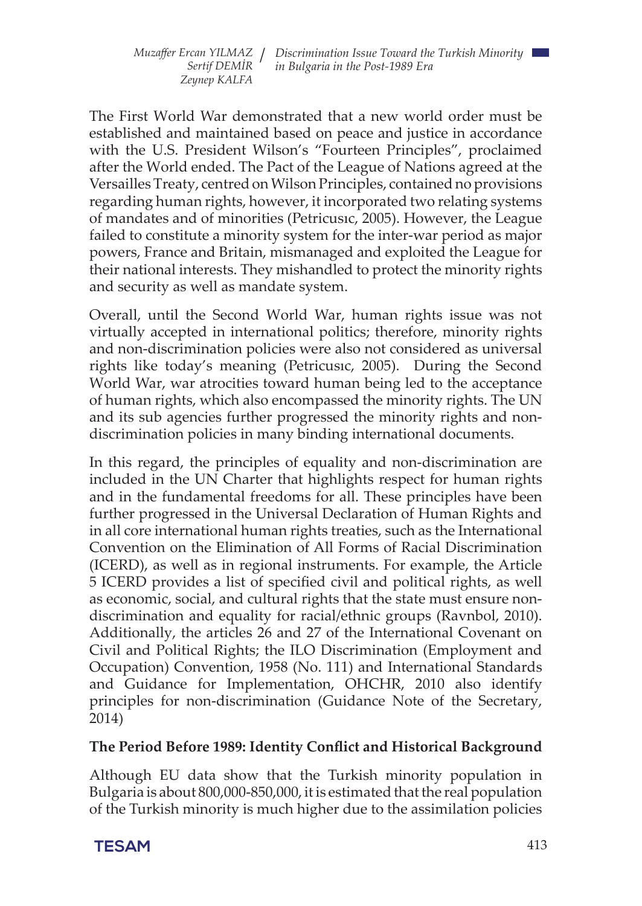The First World War demonstrated that a new world order must be established and maintained based on peace and justice in accordance with the U.S. President Wilson's "Fourteen Principles", proclaimed after the World ended. The Pact of the League of Nations agreed at the Versailles Treaty, centred on Wilson Principles, contained no provisions regarding human rights, however, it incorporated two relating systems of mandates and of minorities (Petricusıc, 2005). However, the League failed to constitute a minority system for the inter-war period as major powers, France and Britain, mismanaged and exploited the League for their national interests. They mishandled to protect the minority rights and security as well as mandate system.

Overall, until the Second World War, human rights issue was not virtually accepted in international politics; therefore, minority rights and non-discrimination policies were also not considered as universal rights like today's meaning (Petricusıc, 2005). During the Second World War, war atrocities toward human being led to the acceptance of human rights, which also encompassed the minority rights. The UN and its sub agencies further progressed the minority rights and non-discrimination policies in many binding international documents.

In this regard, the principles of equality and non-discrimination are included in the UN Charter that highlights respect for human rights and in the fundamental freedoms for all. These principles have been further progressed in the Universal Declaration of Human Rights and in all core international human rights treaties, such as the International Convention on the Elimination of All Forms of Racial Discrimination (ICERD), as well as in regional instruments. For example, the Article 5 ICERD provides a list of specified civil and political rights, as well as economic, social, and cultural rights that the state must ensure non-discrimination and equality for racial/ethnic groups (Ravnbol, 2010). Additionally, the articles 26 and 27 of the International Covenant on Civil and Political Rights; the ILO Discrimination (Employment and Occupation) Convention, 1958 (No. 111) and International Standards and Guidance for Implementation, OHCHR, 2010 also identify principles for non-discrimination (Guidance Note of the Secretary, 2014)

## The Period Before 1989: Identity Conflict and Historical Background

Although EU data show that the Turkish minority population in Bulgaria is about 800,000-850,000, it is estimated that the real population of the Turkish minority is much higher due to the assimilation policies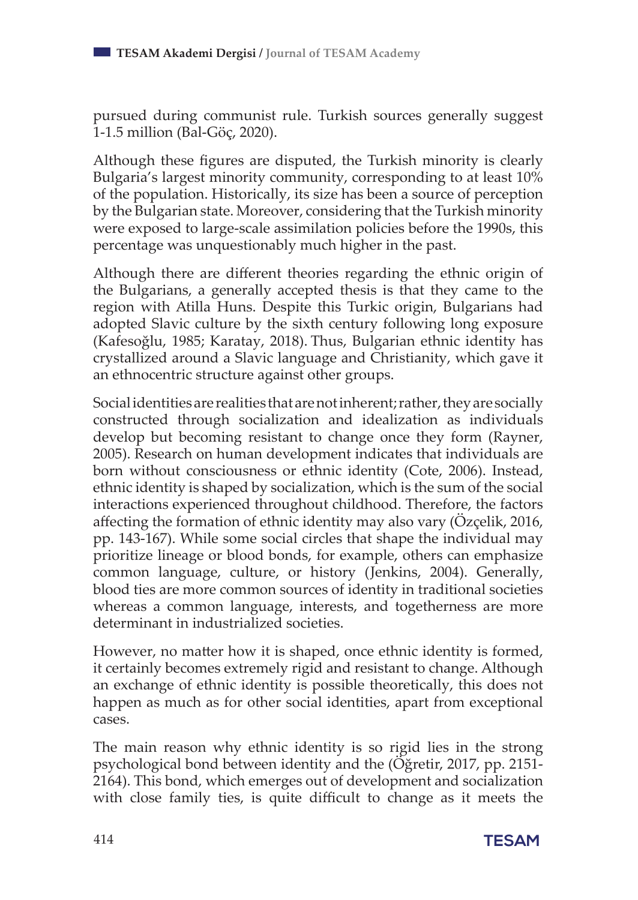pursued during communist rule. Turkish sources generally suggest 1-1.5 million (Bal-Göç, 2020).

Although these figures are disputed, the Turkish minority is clearly Bulgaria's largest minority community, corresponding to at least 10% of the population. Historically, its size has been a source of perception by the Bulgarian state. Moreover, considering that the Turkish minority were exposed to large-scale assimilation policies before the 1990s, this percentage was unquestionably much higher in the past.

Although there are different theories regarding the ethnic origin of the Bulgarians, a generally accepted thesis is that they came to the region with Atilla Huns. Despite this Turkic origin, Bulgarians had adopted Slavic culture by the sixth century following long exposure (Kafesoğlu, 1985; Karatay, 2018). Thus, Bulgarian ethnic identity has crystallized around a Slavic language and Christianity, which gave it an ethnocentric structure against other groups.

Social identities are realities that are not inherent; rather, they are socially constructed through socialization and idealization as individuals develop but becoming resistant to change once they form (Rayner, 2005). Research on human development indicates that individuals are born without consciousness or ethnic identity (Cote, 2006). Instead, ethnic identity is shaped by socialization, which is the sum of the social interactions experienced throughout childhood. Therefore, the factors affecting the formation of ethnic identity may also vary (Özçelik, 2016, pp. 143-167). While some social circles that shape the individual may prioritize lineage or blood bonds, for example, others can emphasize common language, culture, or history (Jenkins, 2004). Generally, blood ties are more common sources of identity in traditional societies whereas a common language, interests, and togetherness are more determinant in industrialized societies.

However, no matter how it is shaped, once ethnic identity is formed, it certainly becomes extremely rigid and resistant to change. Although an exchange of ethnic identity is possible theoretically, this does not happen as much as for other social identities, apart from exceptional cases.

The main reason why ethnic identity is so rigid lies in the strong psychological bond between identity and the (Öğretir, 2017, pp. 2151-2164). This bond, which emerges out of development and socialization with close family ties, is quite difficult to change as it meets the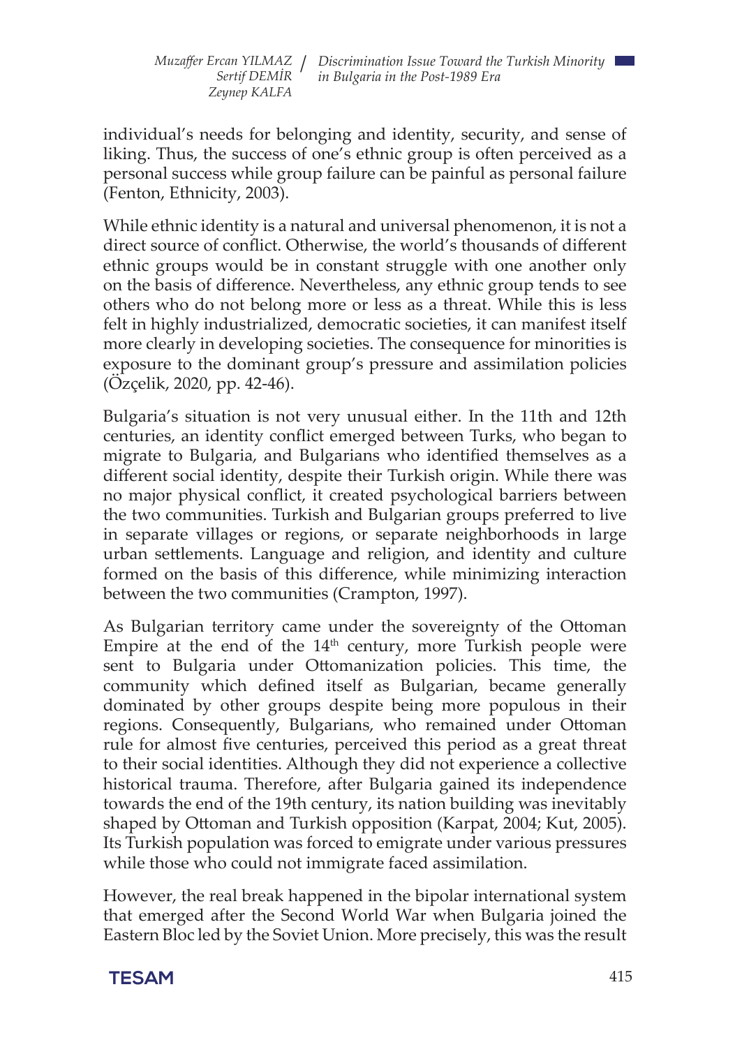individual's needs for belonging and identity, security, and sense of liking. Thus, the success of one's ethnic group is often perceived as a personal success while group failure can be painful as personal failure (Fenton, Ethnicity, 2003).

While ethnic identity is a natural and universal phenomenon, it is not a direct source of conflict. Otherwise, the world's thousands of different ethnic groups would be in constant struggle with one another only on the basis of difference. Nevertheless, any ethnic group tends to see others who do not belong more or less as a threat. While this is less felt in highly industrialized, democratic societies, it can manifest itself more clearly in developing societies. The consequence for minorities is exposure to the dominant group's pressure and assimilation policies (Özçelik, 2020, pp. 42-46).

Bulgaria's situation is not very unusual either. In the 11th and 12th centuries, an identity conflict emerged between Turks, who began to migrate to Bulgaria, and Bulgarians who identified themselves as a different social identity, despite their Turkish origin. While there was no major physical conflict, it created psychological barriers between the two communities. Turkish and Bulgarian groups preferred to live in separate villages or regions, or separate neighborhoods in large urban settlements. Language and religion, and identity and culture formed on the basis of this difference, while minimizing interaction between the two communities (Crampton, 1997).

As Bulgarian territory came under the sovereignty of the Ottoman Empire at the end of the 14th century, more Turkish people were sent to Bulgaria under Ottomanization policies. This time, the community which defined itself as Bulgarian, became generally dominated by other groups despite being more populous in their regions. Consequently, Bulgarians, who remained under Ottoman rule for almost five centuries, perceived this period as a great threat to their social identities. Although they did not experience a collective historical trauma. Therefore, after Bulgaria gained its independence towards the end of the 19th century, its nation building was inevitably shaped by Ottoman and Turkish opposition (Karpat, 2004; Kut, 2005). Its Turkish population was forced to emigrate under various pressures while those who could not immigrate faced assimilation.

However, the real break happened in the bipolar international system that emerged after the Second World War when Bulgaria joined the Eastern Bloc led by the Soviet Union. More precisely, this was the result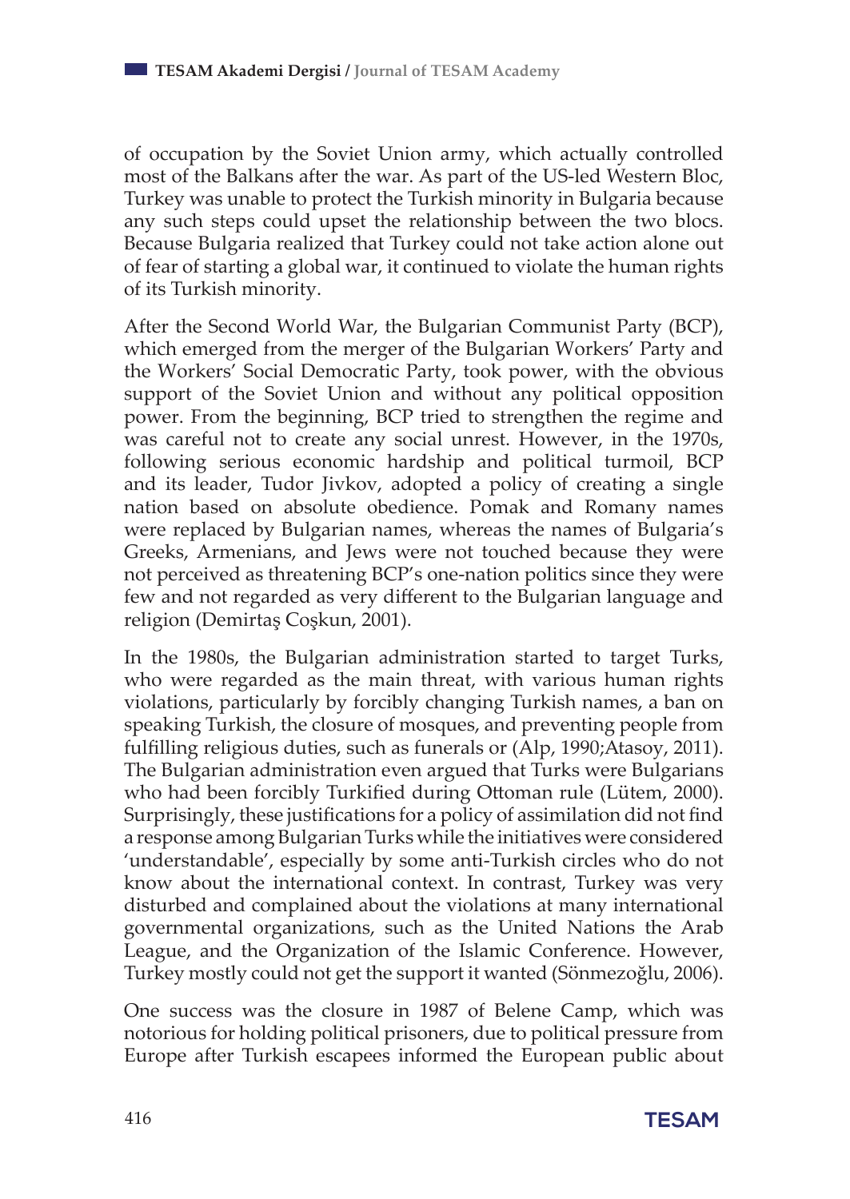of occupation by the Soviet Union army, which actually controlled most of the Balkans after the war. As part of the US-led Western Bloc, Turkey was unable to protect the Turkish minority in Bulgaria because any such steps could upset the relationship between the two blocs. Because Bulgaria realized that Turkey could not take action alone out of fear of starting a global war, it continued to violate the human rights of its Turkish minority.

After the Second World War, the Bulgarian Communist Party (BCP), which emerged from the merger of the Bulgarian Workers' Party and the Workers' Social Democratic Party, took power, with the obvious support of the Soviet Union and without any political opposition power. From the beginning, BCP tried to strengthen the regime and was careful not to create any social unrest. However, in the 1970s, following serious economic hardship and political turmoil, BCP and its leader, Tudor Jivkov, adopted a policy of creating a single nation based on absolute obedience. Pomak and Romany names were replaced by Bulgarian names, whereas the names of Bulgaria's Greeks, Armenians, and Jews were not touched because they were not perceived as threatening BCP's one-nation politics since they were few and not regarded as very different to the Bulgarian language and religion (Demirtaş Coşkun, 2001).

In the 1980s, the Bulgarian administration started to target Turks, who were regarded as the main threat, with various human rights violations, particularly by forcibly changing Turkish names, a ban on speaking Turkish, the closure of mosques, and preventing people from fulfilling religious duties, such as funerals or (Alp, 1990;Atasoy, 2011). The Bulgarian administration even argued that Turks were Bulgarians who had been forcibly Turkified during Ottoman rule (Lütem, 2000). Surprisingly, these justifications for a policy of assimilation did not find a response among Bulgarian Turks while the initiatives were considered 'understandable', especially by some anti-Turkish circles who do not know about the international context. In contrast, Turkey was very disturbed and complained about the violations at many international governmental organizations, such as the United Nations the Arab League, and the Organization of the Islamic Conference. However, Turkey mostly could not get the support it wanted (Sönmezoğlu, 2006).

One success was the closure in 1987 of Belene Camp, which was notorious for holding political prisoners, due to political pressure from Europe after Turkish escapees informed the European public about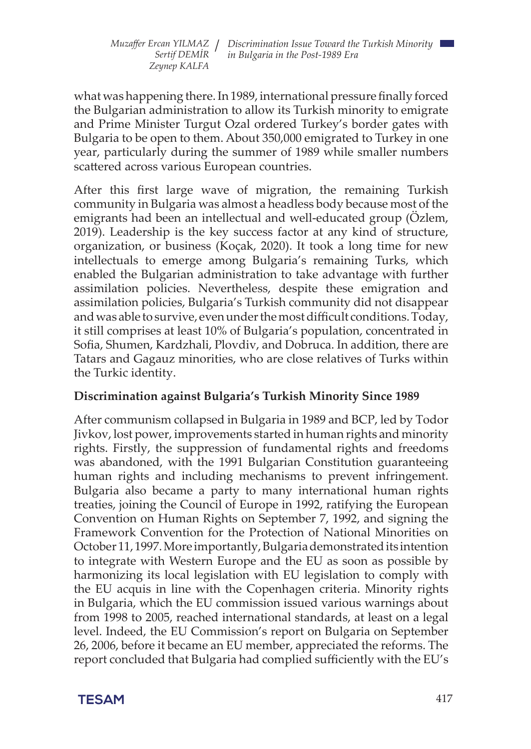what was happening there. In 1989, international pressure finally forced the Bulgarian administration to allow its Turkish minority to emigrate and Prime Minister Turgut Ozal ordered Turkey's border gates with Bulgaria to be open to them. About 350,000 emigrated to Turkey in one year, particularly during the summer of 1989 while smaller numbers scattered across various European countries.

After this first large wave of migration, the remaining Turkish community in Bulgaria was almost a headless body because most of the emigrants had been an intellectual and well-educated group (Özlem, 2019). Leadership is the key success factor at any kind of structure, organization, or business (Koçak, 2020). It took a long time for new intellectuals to emerge among Bulgaria's remaining Turks, which enabled the Bulgarian administration to take advantage with further assimilation policies. Nevertheless, despite these emigration and assimilation policies, Bulgaria's Turkish community did not disappear and was able to survive, even under the most difficult conditions. Today, it still comprises at least 10% of Bulgaria's population, concentrated in Sofia, Shumen, Kardzhali, Plovdiv, and Dobruca. In addition, there are Tatars and Gagauz minorities, who are close relatives of Turks within the Turkic identity.

## Discrimination against Bulgaria's Turkish Minority Since 1989

After communism collapsed in Bulgaria in 1989 and BCP, led by Todor Jivkov, lost power, improvements started in human rights and minority rights. Firstly, the suppression of fundamental rights and freedoms was abandoned, with the 1991 Bulgarian Constitution guaranteeing human rights and including mechanisms to prevent infringement. Bulgaria also became a party to many international human rights treaties, joining the Council of Europe in 1992, ratifying the European Convention on Human Rights on September 7, 1992, and signing the Framework Convention for the Protection of National Minorities on October 11, 1997. More importantly, Bulgaria demonstrated its intention to integrate with Western Europe and the EU as soon as possible by harmonizing its local legislation with EU legislation to comply with the EU acquis in line with the Copenhagen criteria. Minority rights in Bulgaria, which the EU commission issued various warnings about from 1998 to 2005, reached international standards, at least on a legal level. Indeed, the EU Commission's report on Bulgaria on September 26, 2006, before it became an EU member, appreciated the reforms. The report concluded that Bulgaria had complied sufficiently with the EU's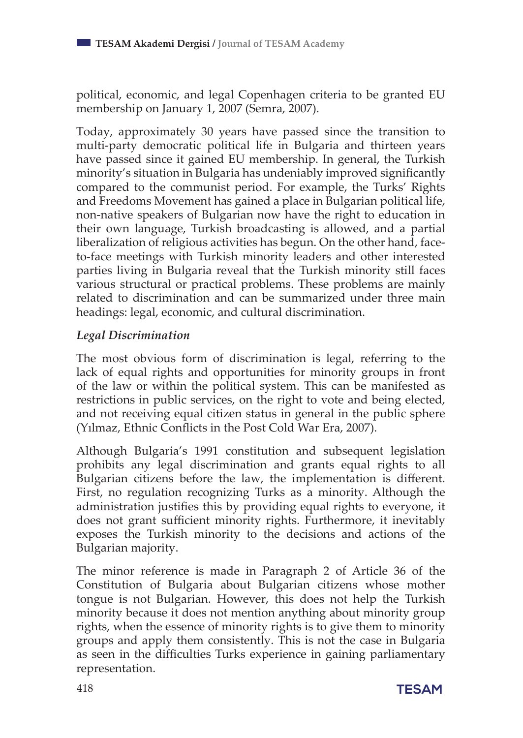political, economic, and legal Copenhagen criteria to be granted EU membership on January 1, 2007 (Semra, 2007).

Today, approximately 30 years have passed since the transition to multi-party democratic political life in Bulgaria and thirteen years have passed since it gained EU membership. In general, the Turkish minority's situation in Bulgaria has undeniably improved significantly compared to the communist period. For example, the Turks' Rights and Freedoms Movement has gained a place in Bulgarian political life, non-native speakers of Bulgarian now have the right to education in their own language, Turkish broadcasting is allowed, and a partial liberalization of religious activities has begun. On the other hand, face-to-face meetings with Turkish minority leaders and other interested parties living in Bulgaria reveal that the Turkish minority still faces various structural or practical problems. These problems are mainly related to discrimination and can be summarized under three main headings: legal, economic, and cultural discrimination.

### *Legal Discrimination*

The most obvious form of discrimination is legal, referring to the lack of equal rights and opportunities for minority groups in front of the law or within the political system. This can be manifested as restrictions in public services, on the right to vote and being elected, and not receiving equal citizen status in general in the public sphere (Yılmaz, Ethnic Conflicts in the Post Cold War Era, 2007).

Although Bulgaria's 1991 constitution and subsequent legislation prohibits any legal discrimination and grants equal rights to all Bulgarian citizens before the law, the implementation is different. First, no regulation recognizing Turks as a minority. Although the administration justifies this by providing equal rights to everyone, it does not grant sufficient minority rights. Furthermore, it inevitably exposes the Turkish minority to the decisions and actions of the Bulgarian majority.

The minor reference is made in Paragraph 2 of Article 36 of the Constitution of Bulgaria about Bulgarian citizens whose mother tongue is not Bulgarian. However, this does not help the Turkish minority because it does not mention anything about minority group rights, when the essence of minority rights is to give them to minority groups and apply them consistently. This is not the case in Bulgaria as seen in the difficulties Turks experience in gaining parliamentary representation.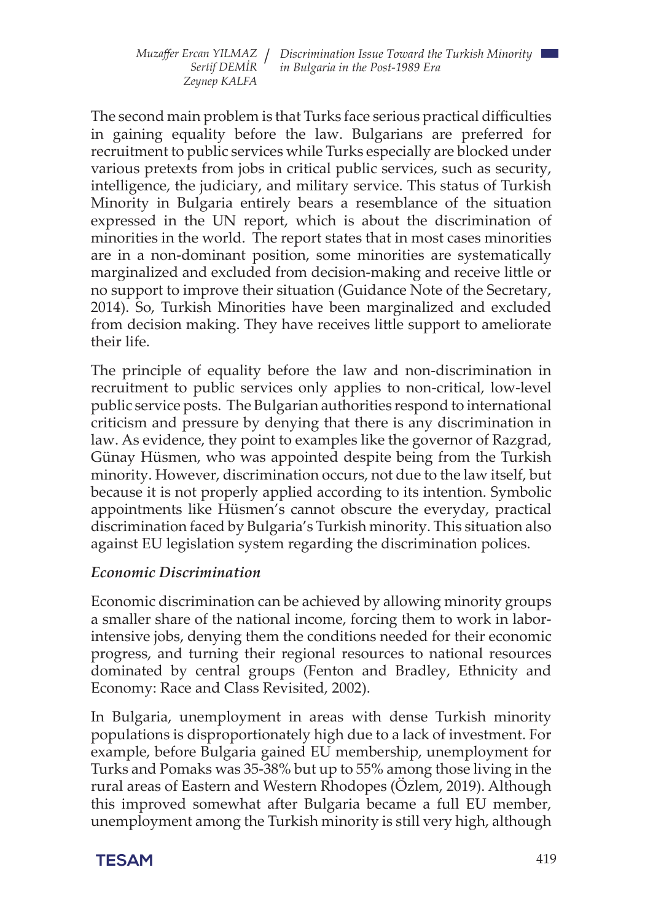The second main problem is that Turks face serious practical difficulties in gaining equality before the law. Bulgarians are preferred for recruitment to public services while Turks especially are blocked under various pretexts from jobs in critical public services, such as security, intelligence, the judiciary, and military service. This status of Turkish Minority in Bulgaria entirely bears a resemblance of the situation expressed in the UN report, which is about the discrimination of minorities in the world. The report states that in most cases minorities are in a non-dominant position, some minorities are systematically marginalized and excluded from decision-making and receive little or no support to improve their situation (Guidance Note of the Secretary, 2014). So, Turkish Minorities have been marginalized and excluded from decision making. They have receives little support to ameliorate their life.

The principle of equality before the law and non-discrimination in recruitment to public services only applies to non-critical, low-level public service posts. The Bulgarian authorities respond to international criticism and pressure by denying that there is any discrimination in law. As evidence, they point to examples like the governor of Razgrad, Günay Hüsmen, who was appointed despite being from the Turkish minority. However, discrimination occurs, not due to the law itself, but because it is not properly applied according to its intention. Symbolic appointments like Hüsmen's cannot obscure the everyday, practical discrimination faced by Bulgaria's Turkish minority. This situation also against EU legislation system regarding the discrimination polices.

### *Economic Discrimination*

Economic discrimination can be achieved by allowing minority groups a smaller share of the national income, forcing them to work in labor-intensive jobs, denying them the conditions needed for their economic progress, and turning their regional resources to national resources dominated by central groups (Fenton and Bradley, Ethnicity and Economy: Race and Class Revisited, 2002).

In Bulgaria, unemployment in areas with dense Turkish minority populations is disproportionately high due to a lack of investment. For example, before Bulgaria gained EU membership, unemployment for Turks and Pomaks was 35-38% but up to 55% among those living in the rural areas of Eastern and Western Rhodopes (Özlem, 2019). Although this improved somewhat after Bulgaria became a full EU member, unemployment among the Turkish minority is still very high, although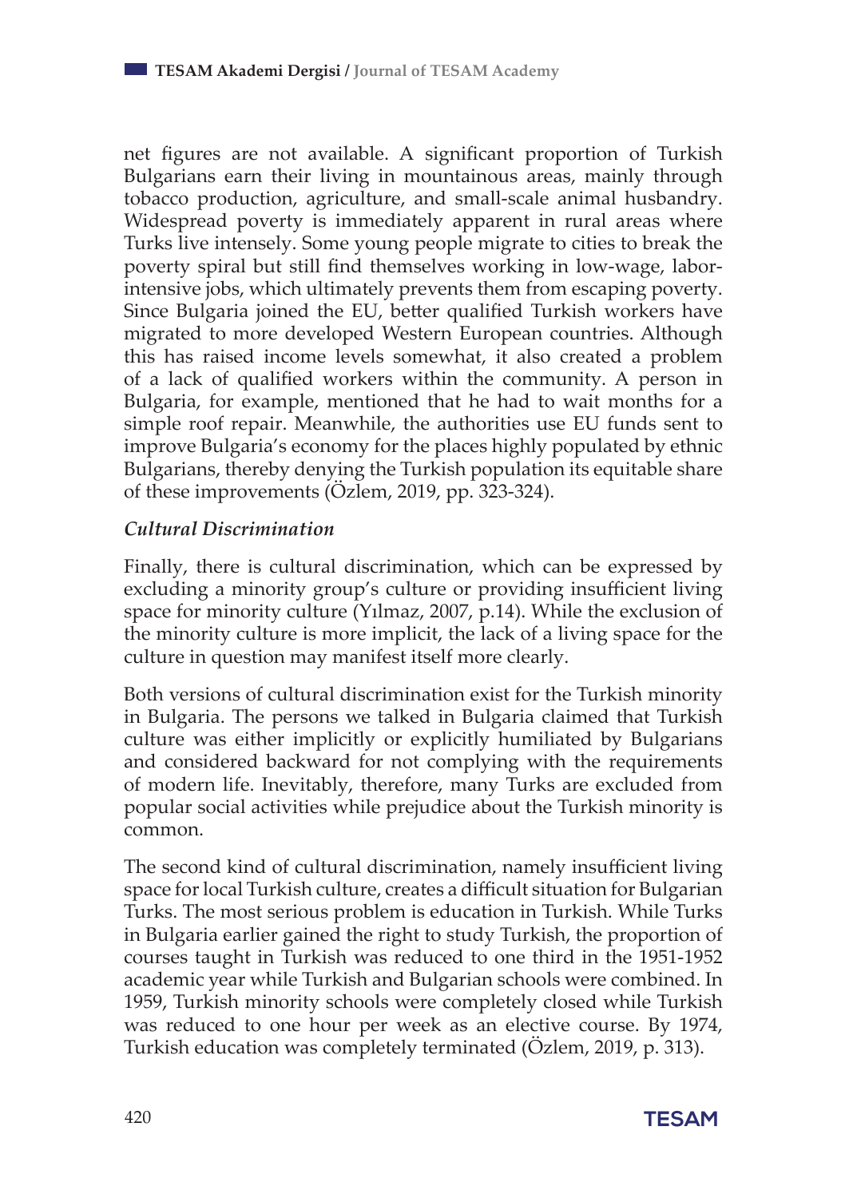net figures are not available. A significant proportion of Turkish Bulgarians earn their living in mountainous areas, mainly through tobacco production, agriculture, and small-scale animal husbandry. Widespread poverty is immediately apparent in rural areas where Turks live intensely. Some young people migrate to cities to break the poverty spiral but still find themselves working in low-wage, labor-intensive jobs, which ultimately prevents them from escaping poverty. Since Bulgaria joined the EU, better qualified Turkish workers have migrated to more developed Western European countries. Although this has raised income levels somewhat, it also created a problem of a lack of qualified workers within the community. A person in Bulgaria, for example, mentioned that he had to wait months for a simple roof repair. Meanwhile, the authorities use EU funds sent to improve Bulgaria's economy for the places highly populated by ethnic Bulgarians, thereby denying the Turkish population its equitable share of these improvements (Özlem, 2019, pp. 323-324).

### *Cultural Discrimination*

Finally, there is cultural discrimination, which can be expressed by excluding a minority group's culture or providing insufficient living space for minority culture (Yılmaz, 2007, p.14). While the exclusion of the minority culture is more implicit, the lack of a living space for the culture in question may manifest itself more clearly.

Both versions of cultural discrimination exist for the Turkish minority in Bulgaria. The persons we talked in Bulgaria claimed that Turkish culture was either implicitly or explicitly humiliated by Bulgarians and considered backward for not complying with the requirements of modern life. Inevitably, therefore, many Turks are excluded from popular social activities while prejudice about the Turkish minority is common.

The second kind of cultural discrimination, namely insufficient living space for local Turkish culture, creates a difficult situation for Bulgarian Turks. The most serious problem is education in Turkish. While Turks in Bulgaria earlier gained the right to study Turkish, the proportion of courses taught in Turkish was reduced to one third in the 1951-1952 academic year while Turkish and Bulgarian schools were combined. In 1959, Turkish minority schools were completely closed while Turkish was reduced to one hour per week as an elective course. By 1974, Turkish education was completely terminated (Özlem, 2019, p. 313).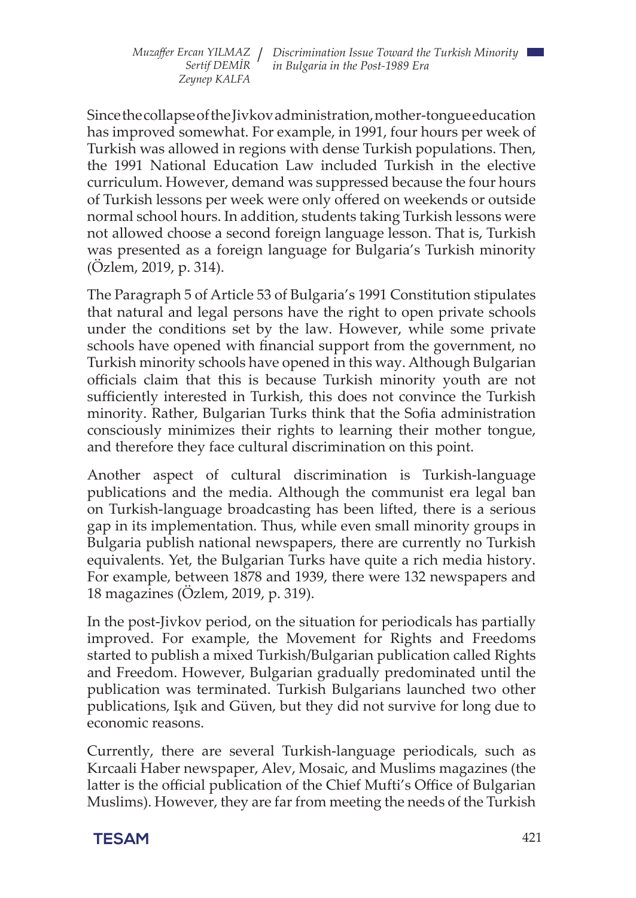Since the collapse of the Jivkov administration, mother-tongue education has improved somewhat. For example, in 1991, four hours per week of Turkish was allowed in regions with dense Turkish populations. Then, the 1991 National Education Law included Turkish in the elective curriculum. However, demand was suppressed because the four hours of Turkish lessons per week were only offered on weekends or outside normal school hours. In addition, students taking Turkish lessons were not allowed choose a second foreign language lesson. That is, Turkish was presented as a foreign language for Bulgaria's Turkish minority (Özlem, 2019, p. 314).

The Paragraph 5 of Article 53 of Bulgaria's 1991 Constitution stipulates that natural and legal persons have the right to open private schools under the conditions set by the law. However, while some private schools have opened with financial support from the government, no Turkish minority schools have opened in this way. Although Bulgarian officials claim that this is because Turkish minority youth are not sufficiently interested in Turkish, this does not convince the Turkish minority. Rather, Bulgarian Turks think that the Sofia administration consciously minimizes their rights to learning their mother tongue, and therefore they face cultural discrimination on this point.

Another aspect of cultural discrimination is Turkish-language publications and the media. Although the communist era legal ban on Turkish-language broadcasting has been lifted, there is a serious gap in its implementation. Thus, while even small minority groups in Bulgaria publish national newspapers, there are currently no Turkish equivalents. Yet, the Bulgarian Turks have quite a rich media history. For example, between 1878 and 1939, there were 132 newspapers and 18 magazines (Özlem, 2019, p. 319).

In the post-Jivkov period, on the situation for periodicals has partially improved. For example, the Movement for Rights and Freedoms started to publish a mixed Turkish/Bulgarian publication called Rights and Freedom. However, Bulgarian gradually predominated until the publication was terminated. Turkish Bulgarians launched two other publications, Işık and Güven, but they did not survive for long due to economic reasons.

Currently, there are several Turkish-language periodicals, such as Kırcaali Haber newspaper, Alev, Mosaic, and Muslims magazines (the latter is the official publication of the Chief Mufti's Office of Bulgarian Muslims). However, they are far from meeting the needs of the Turkish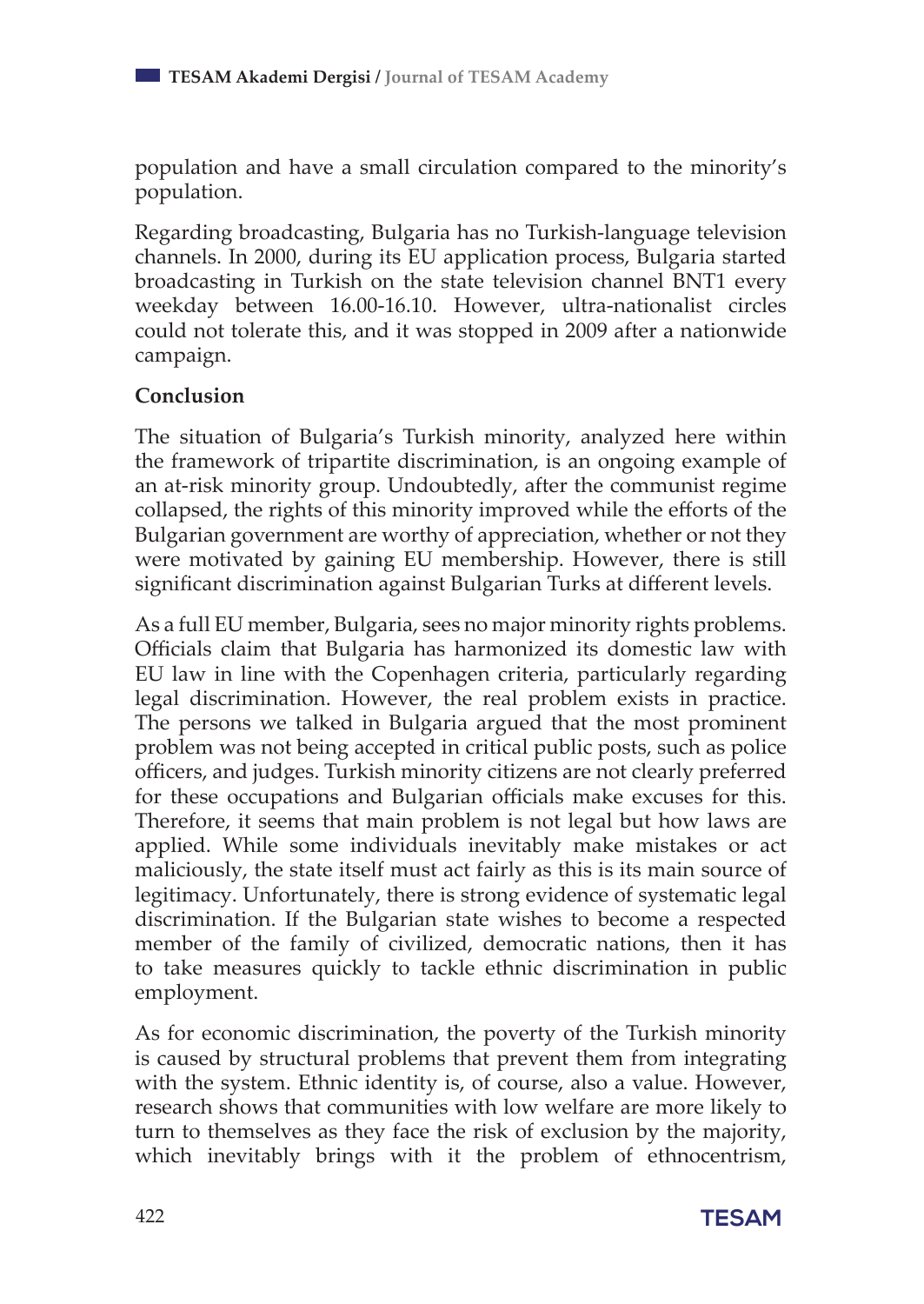population and have a small circulation compared to the minority's population.

Regarding broadcasting, Bulgaria has no Turkish-language television channels. In 2000, during its EU application process, Bulgaria started broadcasting in Turkish on the state television channel BNT1 every weekday between 16.00-16.10. However, ultra-nationalist circles could not tolerate this, and it was stopped in 2009 after a nationwide campaign.

## Conclusion

The situation of Bulgaria's Turkish minority, analyzed here within the framework of tripartite discrimination, is an ongoing example of an at-risk minority group. Undoubtedly, after the communist regime collapsed, the rights of this minority improved while the efforts of the Bulgarian government are worthy of appreciation, whether or not they were motivated by gaining EU membership. However, there is still significant discrimination against Bulgarian Turks at different levels.

As a full EU member, Bulgaria, sees no major minority rights problems. Officials claim that Bulgaria has harmonized its domestic law with EU law in line with the Copenhagen criteria, particularly regarding legal discrimination. However, the real problem exists in practice. The persons we talked in Bulgaria argued that the most prominent problem was not being accepted in critical public posts, such as police officers, and judges. Turkish minority citizens are not clearly preferred for these occupations and Bulgarian officials make excuses for this. Therefore, it seems that main problem is not legal but how laws are applied. While some individuals inevitably make mistakes or act maliciously, the state itself must act fairly as this is its main source of legitimacy. Unfortunately, there is strong evidence of systematic legal discrimination. If the Bulgarian state wishes to become a respected member of the family of civilized, democratic nations, then it has to take measures quickly to tackle ethnic discrimination in public employment.

As for economic discrimination, the poverty of the Turkish minority is caused by structural problems that prevent them from integrating with the system. Ethnic identity is, of course, also a value. However, research shows that communities with low welfare are more likely to turn to themselves as they face the risk of exclusion by the majority, which inevitably brings with it the problem of ethnocentrism,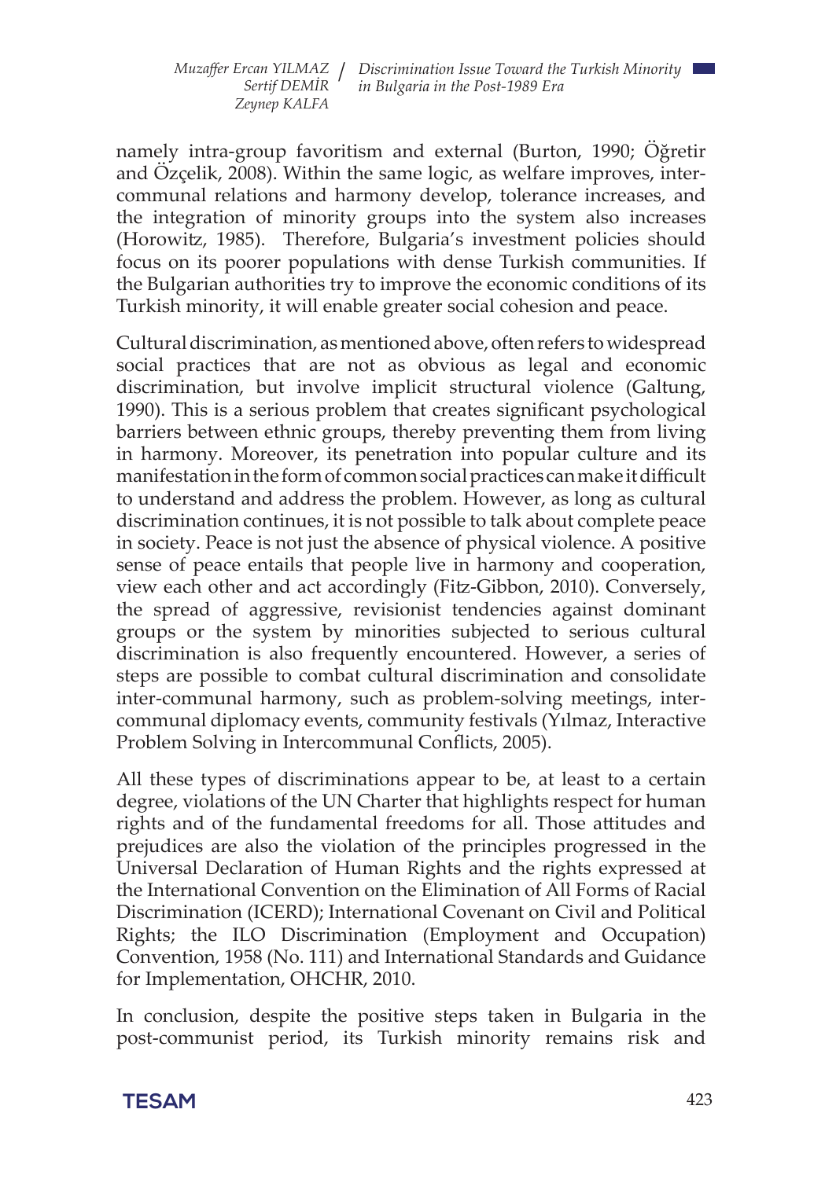namely intra-group favoritism and external (Burton, 1990; Öğretir and Özçelik, 2008). Within the same logic, as welfare improves, inter-communal relations and harmony develop, tolerance increases, and the integration of minority groups into the system also increases (Horowitz, 1985). Therefore, Bulgaria's investment policies should focus on its poorer populations with dense Turkish communities. If the Bulgarian authorities try to improve the economic conditions of its Turkish minority, it will enable greater social cohesion and peace.

Cultural discrimination, as mentioned above, often refers to widespread social practices that are not as obvious as legal and economic discrimination, but involve implicit structural violence (Galtung, 1990). This is a serious problem that creates significant psychological barriers between ethnic groups, thereby preventing them from living in harmony. Moreover, its penetration into popular culture and its manifestation in the form of common social practices can make it difficult to understand and address the problem. However, as long as cultural discrimination continues, it is not possible to talk about complete peace in society. Peace is not just the absence of physical violence. A positive sense of peace entails that people live in harmony and cooperation, view each other and act accordingly (Fitz-Gibbon, 2010). Conversely, the spread of aggressive, revisionist tendencies against dominant groups or the system by minorities subjected to serious cultural discrimination is also frequently encountered. However, a series of steps are possible to combat cultural discrimination and consolidate inter-communal harmony, such as problem-solving meetings, inter-communal diplomacy events, community festivals (Yılmaz, Interactive Problem Solving in Intercommunal Conflicts, 2005).

All these types of discriminations appear to be, at least to a certain degree, violations of the UN Charter that highlights respect for human rights and of the fundamental freedoms for all. Those attitudes and prejudices are also the violation of the principles progressed in the Universal Declaration of Human Rights and the rights expressed at the International Convention on the Elimination of All Forms of Racial Discrimination (ICERD); International Covenant on Civil and Political Rights; the ILO Discrimination (Employment and Occupation) Convention, 1958 (No. 111) and International Standards and Guidance for Implementation, OHCHR, 2010.

In conclusion, despite the positive steps taken in Bulgaria in the post-communist period, its Turkish minority remains risk and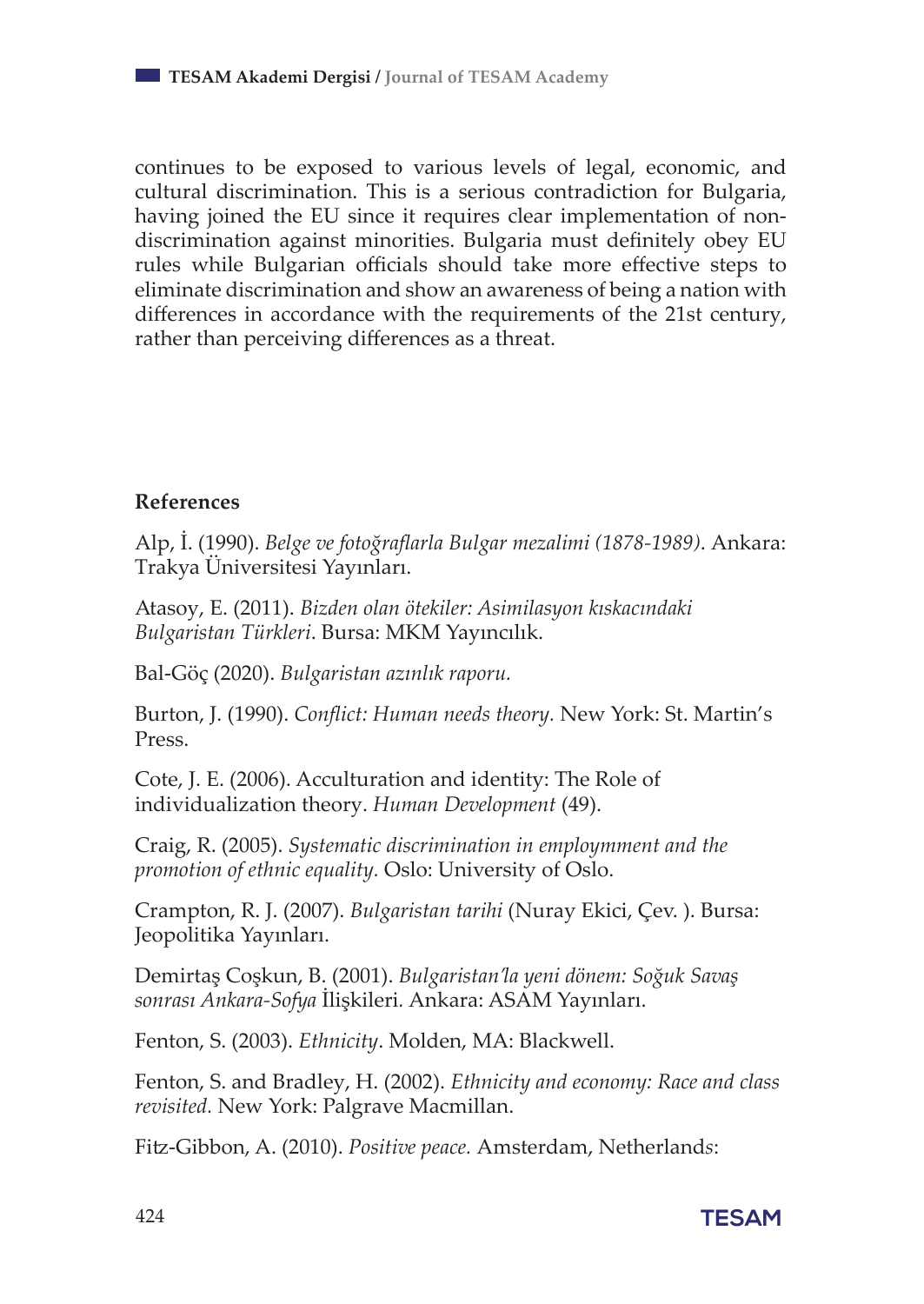continues to be exposed to various levels of legal, economic, and cultural discrimination. This is a serious contradiction for Bulgaria, having joined the EU since it requires clear implementation of non-discrimination against minorities. Bulgaria must definitely obey EU rules while Bulgarian officials should take more effective steps to eliminate discrimination and show an awareness of being a nation with differences in accordance with the requirements of the 21st century, rather than perceiving differences as a threat.

## References

Alp, İ. (1990). *Belge ve fotoğraflarla Bulgar mezalimi (1878-1989)*. Ankara: Trakya Üniversitesi Yayınları.

Atasoy, E. (2011). *Bizden olan ötekiler: Asimilasyon kıskacındaki Bulgaristan Türkleri*. Bursa: MKM Yayıncılık.

Bal-Göç (2020). *Bulgaristan azınlık raporu.*

Burton, J. (1990). *Conflict: Human needs theory.* New York: St. Martin's Press.

Cote, J. E. (2006). Acculturation and identity: The Role of individualization theory. *Human Development* (49).

Craig, R. (2005). *Systematic discrimination in employmment and the promotion of ethnic equality.* Oslo: University of Oslo.

Crampton, R. J. (2007). *Bulgaristan tarihi* (Nuray Ekici, Çev. ). Bursa: Jeopolitika Yayınları.

Demirtaş Coşkun, B. (2001). *Bulgaristan'la yeni dönem: Soğuk Savaş sonrası Ankara-Sofya* İlişkileri. Ankara: ASAM Yayınları.

Fenton, S. (2003). *Ethnicity*. Molden, MA: Blackwell.

Fenton, S. and Bradley, H. (2002). *Ethnicity and economy: Race and class revisited.* New York: Palgrave Macmillan.

Fitz-Gibbon, A. (2010). *Positive peace.* Amsterdam, Netherlands: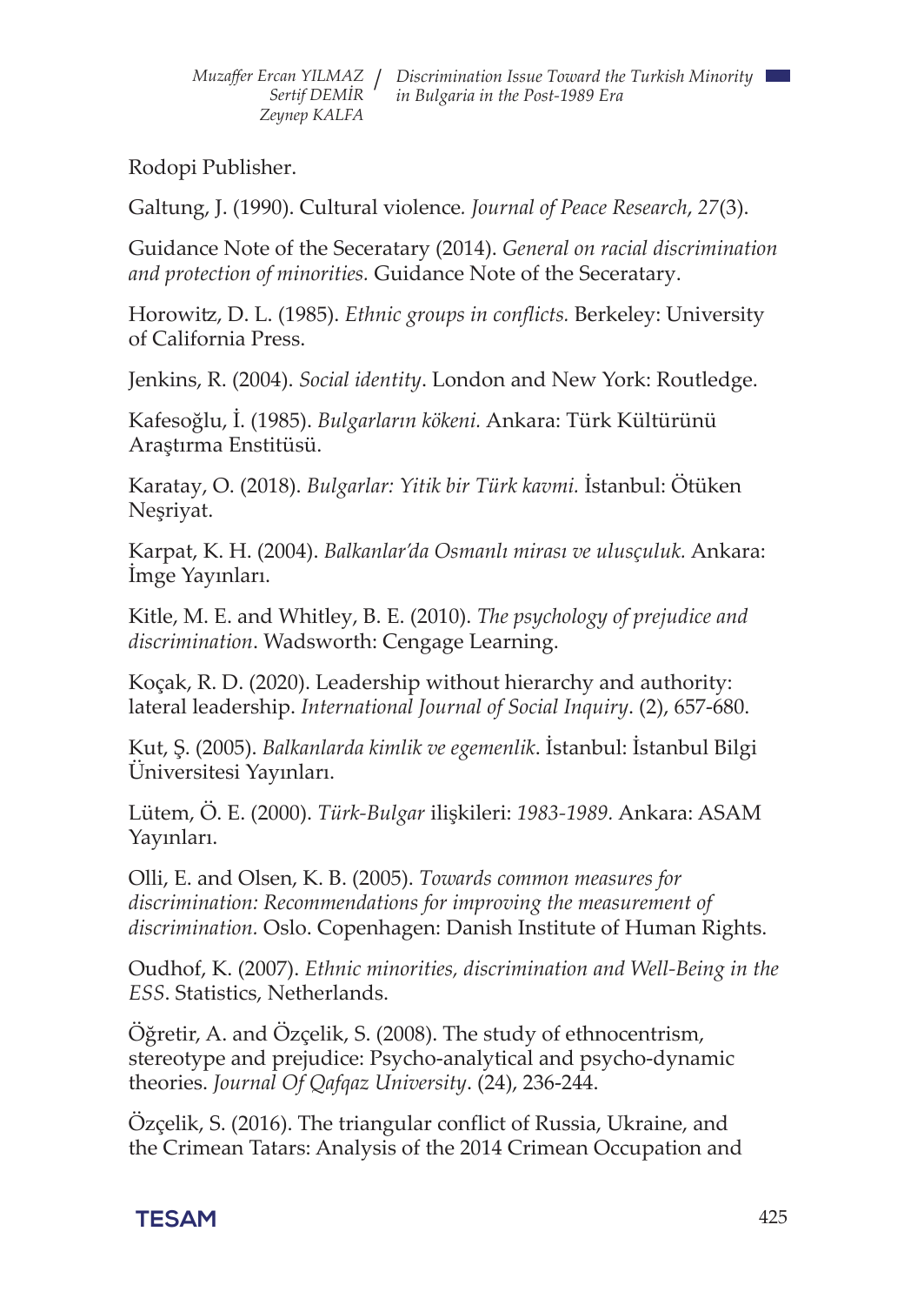Rodopi Publisher.

Galtung, J. (1990). Cultural violence. *Journal of Peace Research*, *27*(3).

Guidance Note of the Seceratary (2014). *General on racial discrimination and protection of minorities.* Guidance Note of the Seceratary.

Horowitz, D. L. (1985). *Ethnic groups in conflicts.* Berkeley: University of California Press.

Jenkins, R. (2004). *Social identity*. London and New York: Routledge.

Kafesoğlu, İ. (1985). *Bulgarların kökeni.* Ankara: Türk Kültürünü Araştırma Enstitüsü.

Karatay, O. (2018). *Bulgarlar: Yitik bir Türk kavmi.* İstanbul: Ötüken Neşriyat.

Karpat, K. H. (2004). *Balkanlar'da Osmanlı mirası ve ulusçuluk.* Ankara: İmge Yayınları.

Kitle, M. E. and Whitley, B. E. (2010). *The psychology of prejudice and discrimination*. Wadsworth: Cengage Learning.

Koçak, R. D. (2020). Leadership without hierarchy and authority: lateral leadership. *International Journal of Social Inquiry*. (2), 657-680.

Kut, Ş. (2005). *Balkanlarda kimlik ve egemenlik*. İstanbul: İstanbul Bilgi Üniversitesi Yayınları.

Lütem, Ö. E. (2000). *Türk-Bulgar* ilişkileri: *1983-1989.* Ankara: ASAM Yayınları.

Olli, E. and Olsen, K. B. (2005). *Towards common measures for discrimination: Recommendations for improving the measurement of discrimination.* Oslo. Copenhagen: Danish Institute of Human Rights.

Oudhof, K. (2007). *Ethnic minorities, discrimination and Well-Being in the ESS*. Statistics, Netherlands.

Öğretir, A. and Özçelik, S. (2008). The study of ethnocentrism, stereotype and prejudice: Psycho-analytical and psycho-dynamic theories. *Journal Of Qafqaz University*. (24), 236-244.

Özçelik, S. (2016). The triangular conflict of Russia, Ukraine, and the Crimean Tatars: Analysis of the 2014 Crimean Occupation and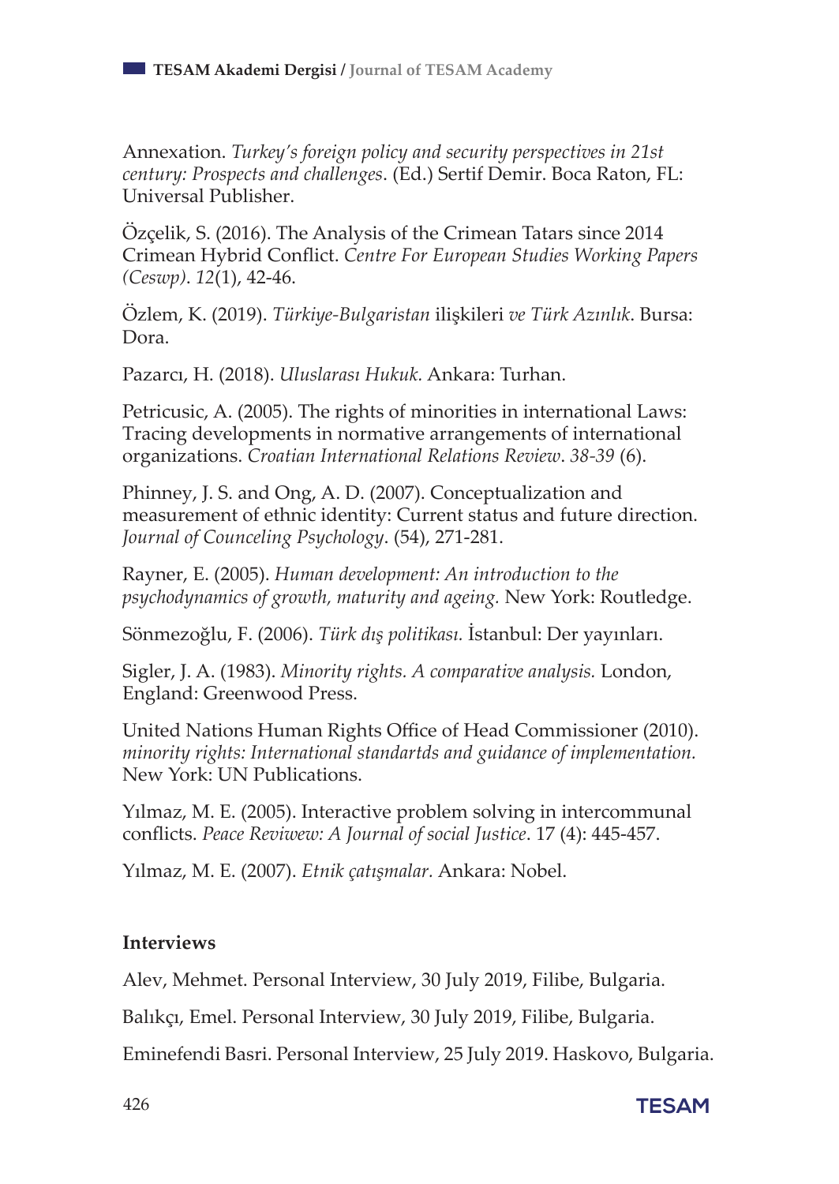Annexation. *Turkey's foreign policy and security perspectives in 21st century: Prospects and challenges*. (Ed.) Sertif Demir. Boca Raton, FL: Universal Publisher.

Özçelik, S. (2016). The Analysis of the Crimean Tatars since 2014 Crimean Hybrid Conflict. *Centre For European Studies Working Papers (Ceswp)*. *12*(1), 42-46.

Özlem, K. (2019). *Türkiye-Bulgaristan* ilişkileri *ve Türk Azınlık*. Bursa: Dora.

Pazarcı, H. (2018). *Uluslarası Hukuk.* Ankara: Turhan.

Petricusic, A. (2005). The rights of minorities in international Laws: Tracing developments in normative arrangements of international organizations. *Croatian International Relations Review*. *38-39* (6).

Phinney, J. S. and Ong, A. D. (2007). Conceptualization and measurement of ethnic identity: Current status and future direction. *Journal of Counceling Psychology*. (54), 271-281.

Rayner, E. (2005). *Human development: An introduction to the psychodynamics of growth, maturity and ageing.* New York: Routledge.

Sönmezoğlu, F. (2006). *Türk dış politikası.* İstanbul: Der yayınları.

Sigler, J. A. (1983). *Minority rights. A comparative analysis.* London, England: Greenwood Press.

United Nations Human Rights Office of Head Commissioner (2010). *minority rights: International standartds and guidance of implementation.* New York: UN Publications.

Yılmaz, M. E. (2005). Interactive problem solving in intercommunal conflicts. *Peace Reviwew: A Journal of social Justice*. 17 (4): 445-457.

Yılmaz, M. E. (2007). *Etnik çatışmalar.* Ankara: Nobel.

**Interviews**

Alev, Mehmet. Personal Interview, 30 July 2019, Filibe, Bulgaria.

Balıkçı, Emel. Personal Interview, 30 July 2019, Filibe, Bulgaria.

Eminefendi Basri. Personal Interview, 25 July 2019. Haskovo, Bulgaria.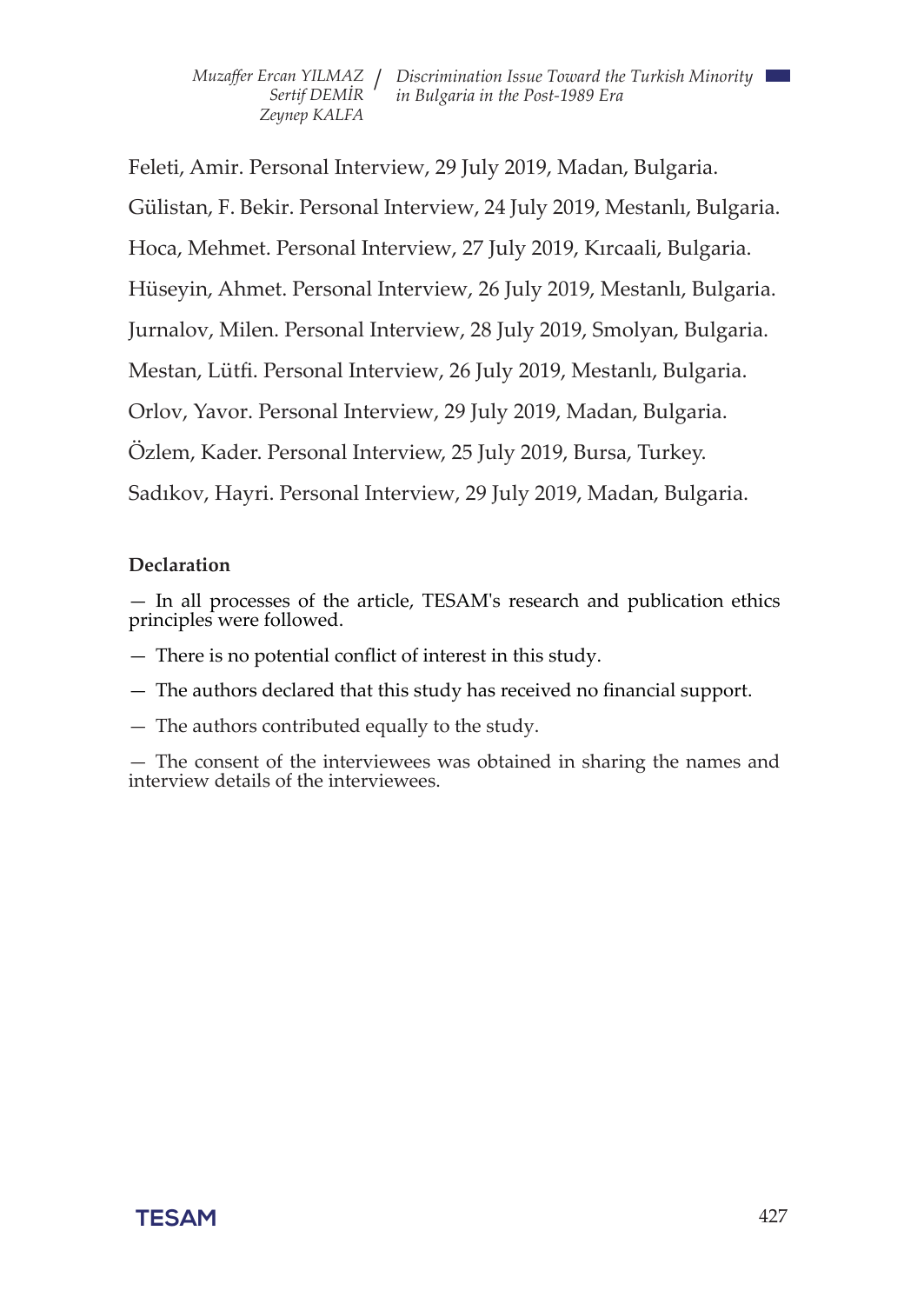Feleti, Amir. Personal Interview, 29 July 2019, Madan, Bulgaria.

Gülistan, F. Bekir. Personal Interview, 24 July 2019, Mestanlı, Bulgaria.

Hoca, Mehmet. Personal Interview, 27 July 2019, Kırcaali, Bulgaria.

Hüseyin, Ahmet. Personal Interview, 26 July 2019, Mestanlı, Bulgaria.

Jurnalov, Milen. Personal Interview, 28 July 2019, Smolyan, Bulgaria.

Mestan, Lütfi. Personal Interview, 26 July 2019, Mestanlı, Bulgaria.

Orlov, Yavor. Personal Interview, 29 July 2019, Madan, Bulgaria.

Özlem, Kader. Personal Interview, 25 July 2019, Bursa, Turkey.

Sadıkov, Hayri. Personal Interview, 29 July 2019, Madan, Bulgaria.

**Declaration**

— In all processes of the article, TESAM's research and publication ethics principles were followed.

— There is no potential conflict of interest in this study.

— The authors declared that this study has received no financial support.

— The authors contributed equally to the study.

— The consent of the interviewees was obtained in sharing the names and interview details of the interviewees.